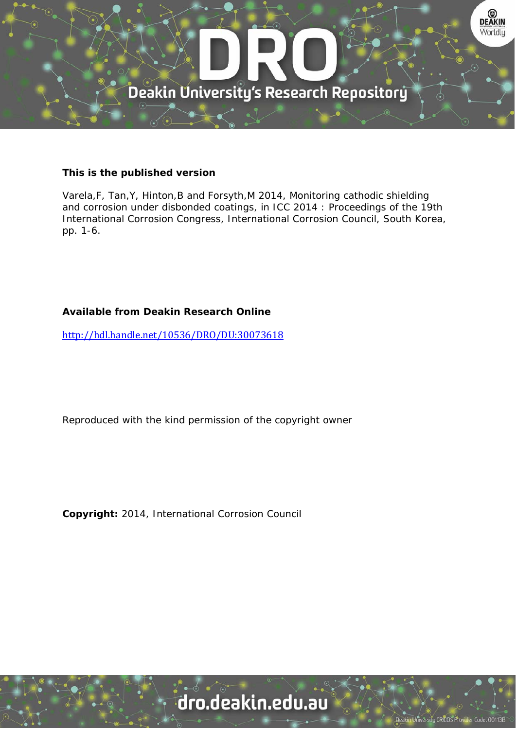**This is the published version**

Varela,F, Tan,Y, Hinton,B and Forsyth,M 2014, Monitoring cathodic shielding and corrosion under disbonded coatings, in ICC 2014 : Proceedings of the 19th International Corrosion Congress, International Corrosion Council, South Korea, pp. 1-6.

**Available from Deakin Research Online**

http://hdl.handle.net/10536/DRO/DU:30073618

Reproduced with the kind permission of the copyright owner

**Copyright:** 2014, International Corrosion Council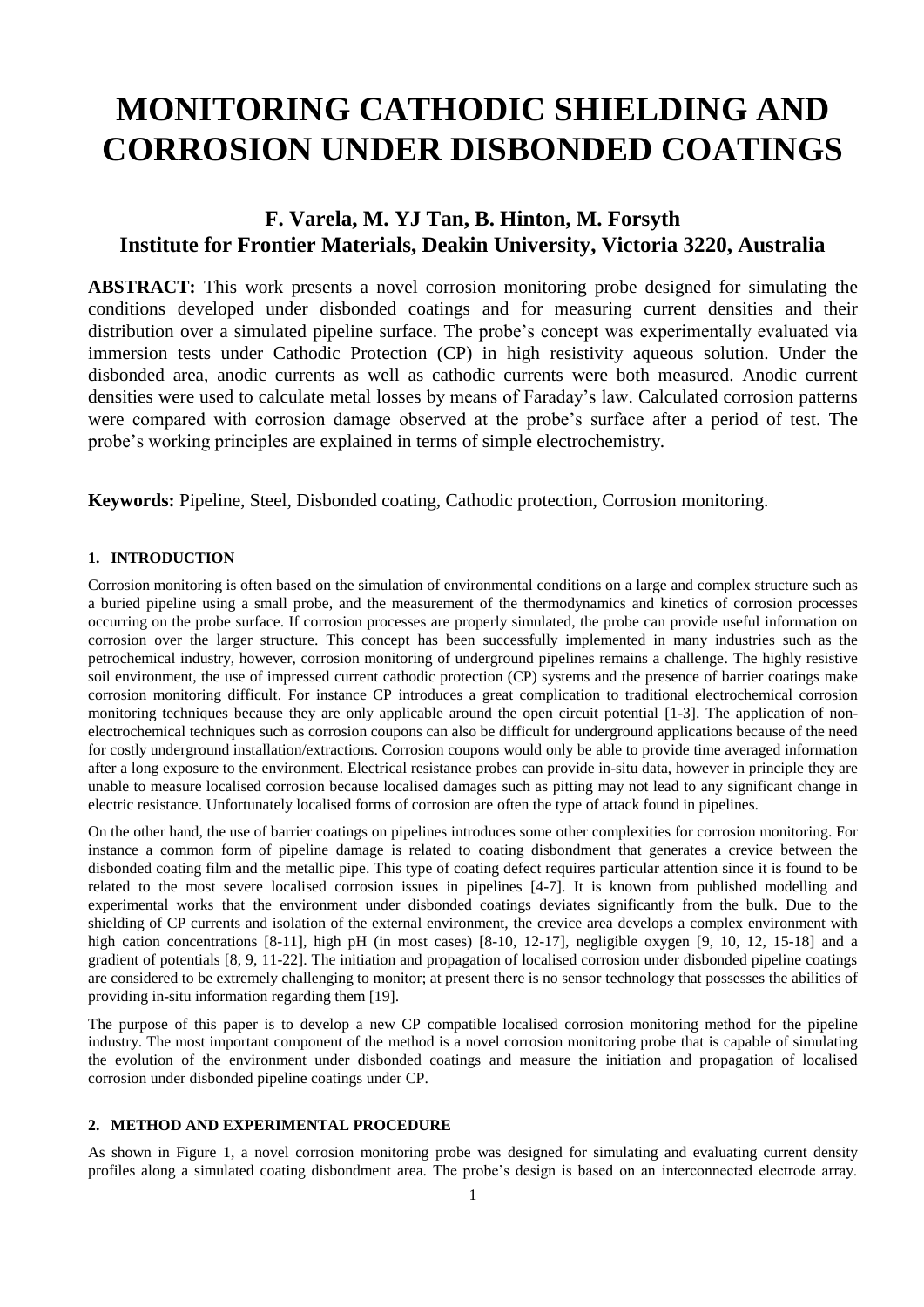# MONITORING CATHODIC SHIELDING AND CORROSION UNDER DISBONDED COATINGS

## F. Varela, M. YJ Tan, B. Hinton, M. Forsyth
## Institute for Frontier Materials, Deakin University, Victoria 3220, Australia

**ABSTRACT:** This work presents a novel corrosion monitoring probe designed for simulating the conditions developed under disbonded coatings and for measuring current densities and their distribution over a simulated pipeline surface. The probe's concept was experimentally evaluated via immersion tests under Cathodic Protection (CP) in high resistivity aqueous solution. Under the disbonded area, anodic currents as well as cathodic currents were both measured. Anodic current densities were used to calculate metal losses by means of Faraday's law. Calculated corrosion patterns were compared with corrosion damage observed at the probe's surface after a period of test. The probe's working principles are explained in terms of simple electrochemistry.

**Keywords:** Pipeline, Steel, Disbonded coating, Cathodic protection, Corrosion monitoring.

#### 1. INTRODUCTION

Corrosion monitoring is often based on the simulation of environmental conditions on a large and complex structure such as a buried pipeline using a small probe, and the measurement of the thermodynamics and kinetics of corrosion processes occurring on the probe surface. If corrosion processes are properly simulated, the probe can provide useful information on corrosion over the larger structure. This concept has been successfully implemented in many industries such as the petrochemical industry, however, corrosion monitoring of underground pipelines remains a challenge. The highly resistive soil environment, the use of impressed current cathodic protection (CP) systems and the presence of barrier coatings make corrosion monitoring difficult. For instance CP introduces a great complication to traditional electrochemical corrosion monitoring techniques because they are only applicable around the open circuit potential [1-3]. The application of non-electrochemical techniques such as corrosion coupons can also be difficult for underground applications because of the need for costly underground installation/extractions. Corrosion coupons would only be able to provide time averaged information after a long exposure to the environment. Electrical resistance probes can provide in-situ data, however in principle they are unable to measure localised corrosion because localised damages such as pitting may not lead to any significant change in electric resistance. Unfortunately localised forms of corrosion are often the type of attack found in pipelines.

On the other hand, the use of barrier coatings on pipelines introduces some other complexities for corrosion monitoring. For instance a common form of pipeline damage is related to coating disbondment that generates a crevice between the disbonded coating film and the metallic pipe. This type of coating defect requires particular attention since it is found to be related to the most severe localised corrosion issues in pipelines [4-7]. It is known from published modelling and experimental works that the environment under disbonded coatings deviates significantly from the bulk. Due to the shielding of CP currents and isolation of the external environment, the crevice area develops a complex environment with high cation concentrations [8-11], high pH (in most cases) [8-10, 12-17], negligible oxygen [9, 10, 12, 15-18] and a gradient of potentials [8, 9, 11-22]. The initiation and propagation of localised corrosion under disbonded pipeline coatings are considered to be extremely challenging to monitor; at present there is no sensor technology that possesses the abilities of providing in-situ information regarding them [19].

The purpose of this paper is to develop a new CP compatible localised corrosion monitoring method for the pipeline industry. The most important component of the method is a novel corrosion monitoring probe that is capable of simulating the evolution of the environment under disbonded coatings and measure the initiation and propagation of localised corrosion under disbonded pipeline coatings under CP.

#### 2. METHOD AND EXPERIMENTAL PROCEDURE

As shown in Figure 1, a novel corrosion monitoring probe was designed for simulating and evaluating current density profiles along a simulated coating disbondment area. The probe's design is based on an interconnected electrode array.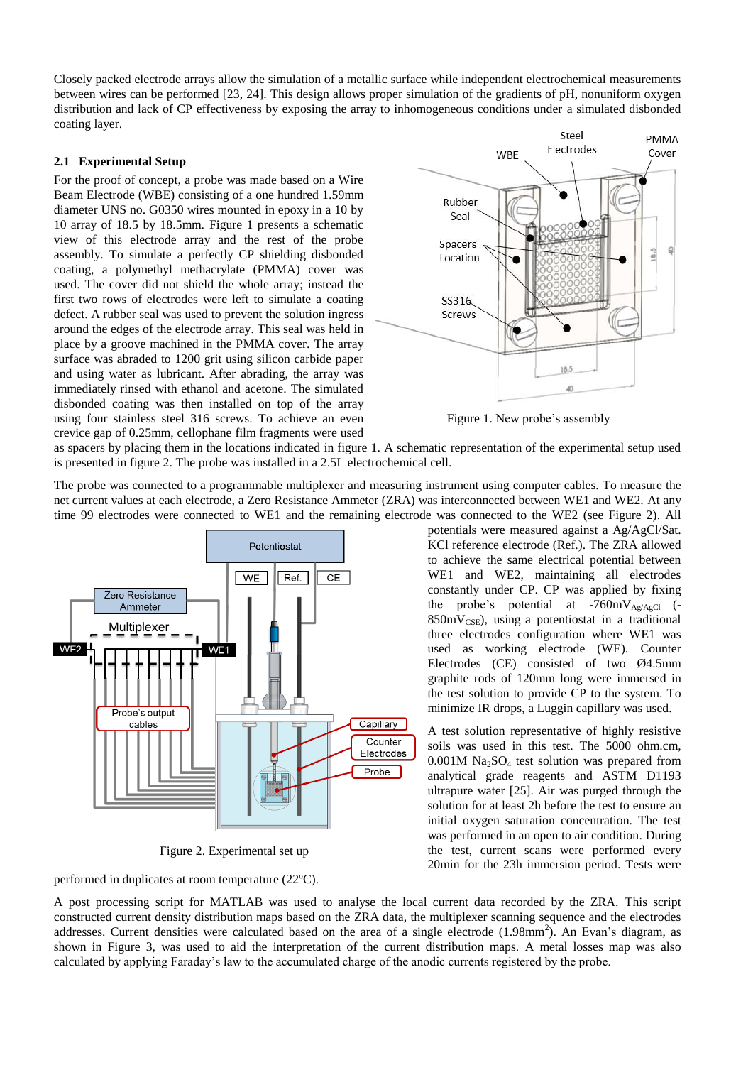Closely packed electrode arrays allow the simulation of a metallic surface while independent electrochemical measurements between wires can be performed [23, 24]. This design allows proper simulation of the gradients of pH, nonuniform oxygen distribution and lack of CP effectiveness by exposing the array to inhomogeneous conditions under a simulated disbonded coating layer.

### 2.1 Experimental Setup

For the proof of concept, a probe was made based on a Wire Beam Electrode (WBE) consisting of a one hundred 1.59mm diameter UNS no. G0350 wires mounted in epoxy in a 10 by 10 array of 18.5 by 18.5mm. Figure 1 presents a schematic view of this electrode array and the rest of the probe assembly. To simulate a perfectly CP shielding disbonded coating, a polymethyl methacrylate (PMMA) cover was used. The cover did not shield the whole array; instead the first two rows of electrodes were left to simulate a coating defect. A rubber seal was used to prevent the solution ingress around the edges of the electrode array. This seal was held in place by a groove machined in the PMMA cover. The array surface was abraded to 1200 grit using silicon carbide paper and using water as lubricant. After abrading, the array was immediately rinsed with ethanol and acetone. The simulated disbonded coating was then installed on top of the array using four stainless steel 316 screws. To achieve an even crevice gap of 0.25mm, cellophane film fragments were used as spacers by placing them in the locations indicated in figure 1. A schematic representation of the experimental setup used is presented in figure 2. The probe was installed in a 2.5L electrochemical cell.

Figure 1. New probe's assembly

The probe was connected to a programmable multiplexer and measuring instrument using computer cables. To measure the net current values at each electrode, a Zero Resistance Ammeter (ZRA) was interconnected between WE1 and WE2. At any time 99 electrodes were connected to WE1 and the remaining electrode was connected to the WE2 (see Figure 2). All potentials were measured against a Ag/AgCl/Sat. KCl reference electrode (Ref.). The ZRA allowed to achieve the same electrical potential between WE1 and WE2, maintaining all electrodes constantly under CP. CP was applied by fixing the probe's potential at $-760mV_{Ag/AgCl}$ ($-850mV_{CSE}$), using a potentiostat in a traditional three electrodes configuration where WE1 was used as working electrode (WE). Counter Electrodes (CE) consisted of two Ø4.5mm graphite rods of 120mm long were immersed in the test solution to provide CP to the system. To minimize IR drops, a Luggin capillary was used.

Figure 2. Experimental set up

A test solution representative of highly resistive soils was used in this test. The 5000 ohm.cm, 0.001M $Na_2SO_4$ test solution was prepared from analytical grade reagents and ASTM D1193 ultrapure water [25]. Air was purged through the solution for at least 2h before the test to ensure an initial oxygen saturation concentration. The test was performed in an open to air condition. During the test, current scans were performed every 20min for the 23h immersion period. Tests were performed in duplicates at room temperature (22ºC).

A post processing script for MATLAB was used to analyse the local current data recorded by the ZRA. This script constructed current density distribution maps based on the ZRA data, the multiplexer scanning sequence and the electrodes addresses. Current densities were calculated based on the area of a single electrode ($1.98mm^2$). An Evan's diagram, as shown in Figure 3, was used to aid the interpretation of the current distribution maps. A metal losses map was also calculated by applying Faraday's law to the accumulated charge of the anodic currents registered by the probe.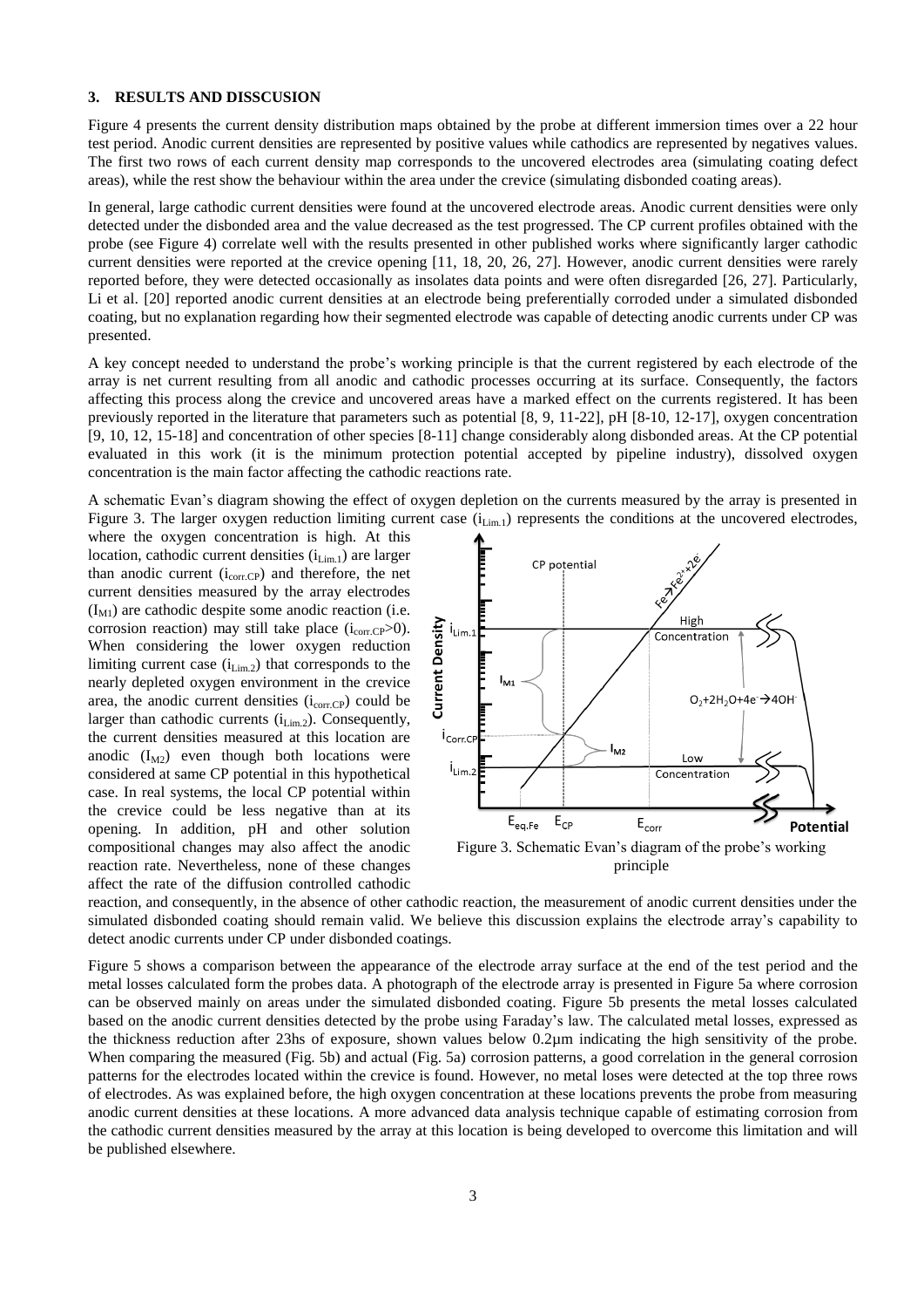## 3. RESULTS AND DISSCUSION

Figure 4 presents the current density distribution maps obtained by the probe at different immersion times over a 22 hour test period. Anodic current densities are represented by positive values while cathodics are represented by negatives values. The first two rows of each current density map corresponds to the uncovered electrodes area (simulating coating defect areas), while the rest show the behaviour within the area under the crevice (simulating disbonded coating areas).

In general, large cathodic current densities were found at the uncovered electrode areas. Anodic current densities were only detected under the disbonded area and the value decreased as the test progressed. The CP current profiles obtained with the probe (see Figure 4) correlate well with the results presented in other published works where significantly larger cathodic current densities were reported at the crevice opening [11, 18, 20, 26, 27]. However, anodic current densities were rarely reported before, they were detected occasionally as insolates data points and were often disregarded [26, 27]. Particularly, Li et al. [20] reported anodic current densities at an electrode being preferentially corroded under a simulated disbonded coating, but no explanation regarding how their segmented electrode was capable of detecting anodic currents under CP was presented.

A key concept needed to understand the probe's working principle is that the current registered by each electrode of the array is net current resulting from all anodic and cathodic processes occurring at its surface. Consequently, the factors affecting this process along the crevice and uncovered areas have a marked effect on the currents registered. It has been previously reported in the literature that parameters such as potential [8, 9, 11-22], pH [8-10, 12-17], oxygen concentration [9, 10, 12, 15-18] and concentration of other species [8-11] change considerably along disbonded areas. At the CP potential evaluated in this work (it is the minimum protection potential accepted by pipeline industry), dissolved oxygen concentration is the main factor affecting the cathodic reactions rate.

A schematic Evan's diagram showing the effect of oxygen depletion on the currents measured by the array is presented in Figure 3. The larger oxygen reduction limiting current case ($i_{Lim.1}$) represents the conditions at the uncovered electrodes, where the oxygen concentration is high. At this location, cathodic current densities ($i_{Lim.1}$) are larger than anodic current ($i_{corr.CP}$) and therefore, the net current densities measured by the array electrodes ($I_{M1}$) are cathodic despite some anodic reaction (i.e. corrosion reaction) may still take place ($i_{corr.CP}>0$). When considering the lower oxygen reduction limiting current case ($i_{Lim.2}$) that corresponds to the nearly depleted oxygen environment in the crevice area, the anodic current densities ($i_{corr.CP}$) could be larger than cathodic currents ($i_{Lim.2}$). Consequently, the current densities measured at this location are anodic ($I_{M2}$) even though both locations were considered at same CP potential in this hypothetical case. In real systems, the local CP potential within the crevice could be less negative than at its opening. In addition, pH and other solution compositional changes may also affect the anodic reaction rate. Nevertheless, none of these changes affect the rate of the diffusion controlled cathodic reaction, and consequently, in the absence of other cathodic reaction, the measurement of anodic current densities under the simulated disbonded coating should remain valid. We believe this discussion explains the electrode array's capability to detect anodic currents under CP under disbonded coatings.

Figure 3. Schematic Evan's diagram of the probe's working principle

Figure 5 shows a comparison between the appearance of the electrode array surface at the end of the test period and the metal losses calculated form the probes data. A photograph of the electrode array is presented in Figure 5a where corrosion can be observed mainly on areas under the simulated disbonded coating. Figure 5b presents the metal losses calculated based on the anodic current densities detected by the probe using Faraday's law. The calculated metal losses, expressed as the thickness reduction after 23hs of exposure, shown values below 0.2µm indicating the high sensitivity of the probe. When comparing the measured (Fig. 5b) and actual (Fig. 5a) corrosion patterns, a good correlation in the general corrosion patterns for the electrodes located within the crevice is found. However, no metal loses were detected at the top three rows of electrodes. As was explained before, the high oxygen concentration at these locations prevents the probe from measuring anodic current densities at these locations. A more advanced data analysis technique capable of estimating corrosion from the cathodic current densities measured by the array at this location is being developed to overcome this limitation and will be published elsewhere.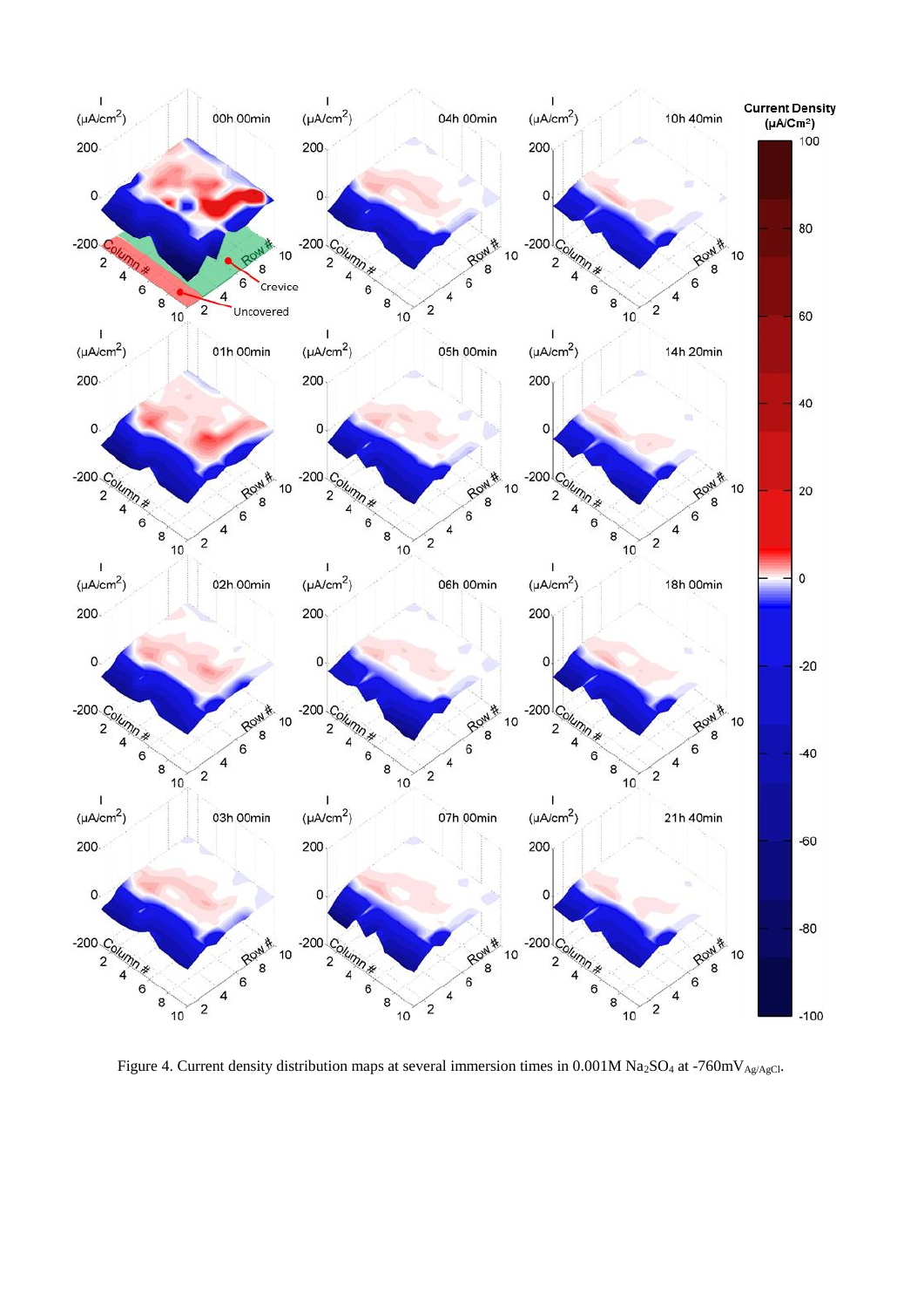Figure 4. Current density distribution maps at several immersion times in 0.001M $Na_2SO_4$ at -760m$V_{Ag/AgCl}$.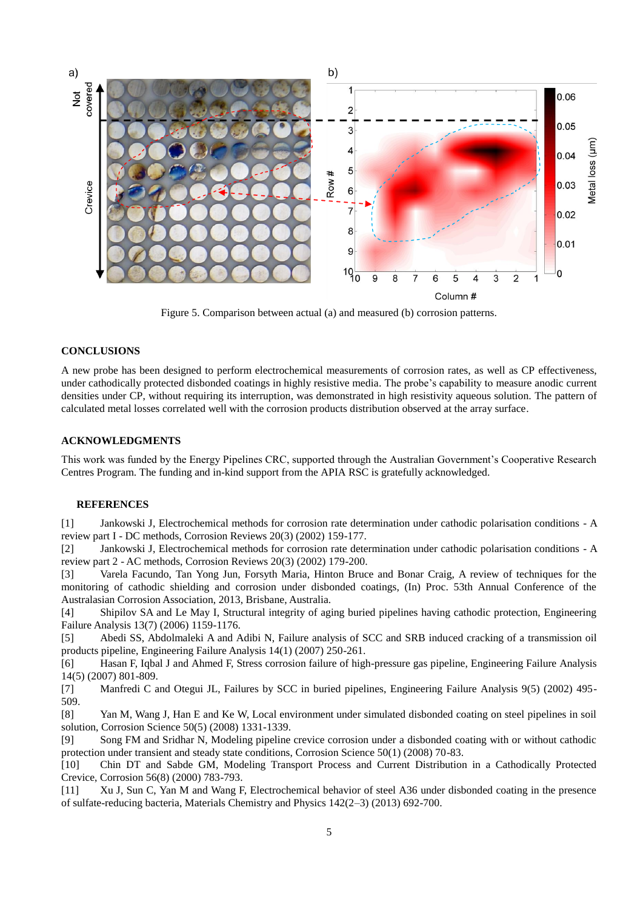Figure 5. Comparison between actual (a) and measured (b) corrosion patterns.

## CONCLUSIONS

A new probe has been designed to perform electrochemical measurements of corrosion rates, as well as CP effectiveness, under cathodically protected disbonded coatings in highly resistive media. The probe's capability to measure anodic current densities under CP, without requiring its interruption, was demonstrated in high resistivity aqueous solution. The pattern of calculated metal losses correlated well with the corrosion products distribution observed at the array surface.

## ACKNOWLEDGMENTS

This work was funded by the Energy Pipelines CRC, supported through the Australian Government's Cooperative Research Centres Program. The funding and in-kind support from the APIA RSC is gratefully acknowledged.

## REFERENCES

[1] Jankowski J, Electrochemical methods for corrosion rate determination under cathodic polarisation conditions - A review part I - DC methods, Corrosion Reviews 20(3) (2002) 159-177.

[2] Jankowski J, Electrochemical methods for corrosion rate determination under cathodic polarisation conditions - A review part 2 - AC methods, Corrosion Reviews 20(3) (2002) 179-200.

[3] Varela Facundo, Tan Yong Jun, Forsyth Maria, Hinton Bruce and Bonar Craig, A review of techniques for the monitoring of cathodic shielding and corrosion under disbonded coatings, (In) Proc. 53th Annual Conference of the Australasian Corrosion Association, 2013, Brisbane, Australia.

[4] Shipilov SA and Le May I, Structural integrity of aging buried pipelines having cathodic protection, Engineering Failure Analysis 13(7) (2006) 1159-1176.

[5] Abedi SS, Abdolmaleki A and Adibi N, Failure analysis of SCC and SRB induced cracking of a transmission oil products pipeline, Engineering Failure Analysis 14(1) (2007) 250-261.

[6] Hasan F, Iqbal J and Ahmed F, Stress corrosion failure of high-pressure gas pipeline, Engineering Failure Analysis 14(5) (2007) 801-809.

[7] Manfredi C and Otegui JL, Failures by SCC in buried pipelines, Engineering Failure Analysis 9(5) (2002) 495-509.

[8] Yan M, Wang J, Han E and Ke W, Local environment under simulated disbonded coating on steel pipelines in soil solution, Corrosion Science 50(5) (2008) 1331-1339.

[9] Song FM and Sridhar N, Modeling pipeline crevice corrosion under a disbonded coating with or without cathodic protection under transient and steady state conditions, Corrosion Science 50(1) (2008) 70-83.

[10] Chin DT and Sabde GM, Modeling Transport Process and Current Distribution in a Cathodically Protected Crevice, Corrosion 56(8) (2000) 783-793.

[11] Xu J, Sun C, Yan M and Wang F, Electrochemical behavior of steel A36 under disbonded coating in the presence of sulfate-reducing bacteria, Materials Chemistry and Physics 142(2–3) (2013) 692-700.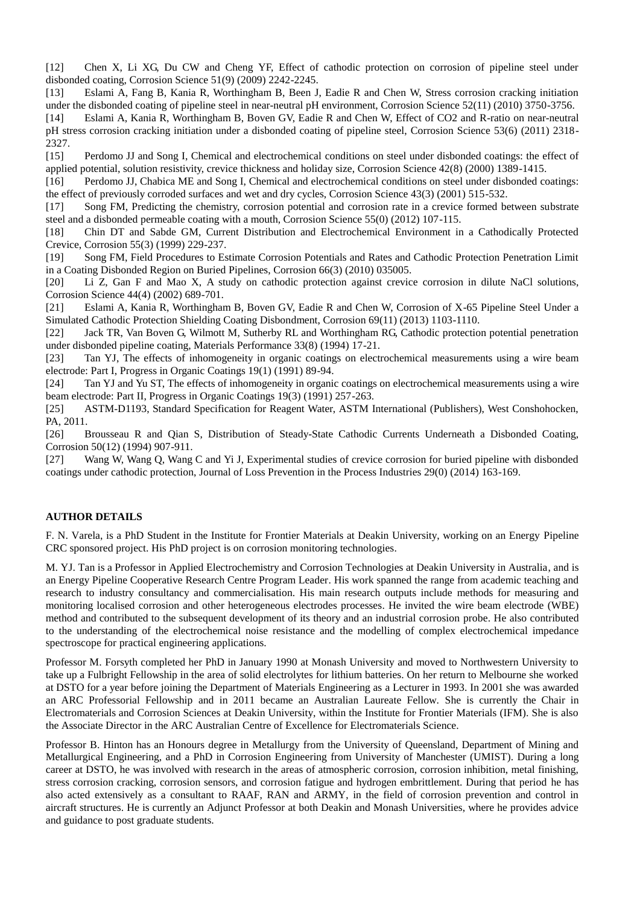[12] Chen X, Li XG, Du CW and Cheng YF, Effect of cathodic protection on corrosion of pipeline steel under disbonded coating, Corrosion Science 51(9) (2009) 2242-2245.

[13] Eslami A, Fang B, Kania R, Worthingham B, Been J, Eadie R and Chen W, Stress corrosion cracking initiation under the disbonded coating of pipeline steel in near-neutral pH environment, Corrosion Science 52(11) (2010) 3750-3756.

[14] Eslami A, Kania R, Worthingham B, Boven GV, Eadie R and Chen W, Effect of CO2 and R-ratio on near-neutral pH stress corrosion cracking initiation under a disbonded coating of pipeline steel, Corrosion Science 53(6) (2011) 2318-2327.

[15] Perdomo JJ and Song I, Chemical and electrochemical conditions on steel under disbonded coatings: the effect of applied potential, solution resistivity, crevice thickness and holiday size, Corrosion Science 42(8) (2000) 1389-1415.

[16] Perdomo JJ, Chabica ME and Song I, Chemical and electrochemical conditions on steel under disbonded coatings: the effect of previously corroded surfaces and wet and dry cycles, Corrosion Science 43(3) (2001) 515-532.

[17] Song FM, Predicting the chemistry, corrosion potential and corrosion rate in a crevice formed between substrate steel and a disbonded permeable coating with a mouth, Corrosion Science 55(0) (2012) 107-115.

[18] Chin DT and Sabde GM, Current Distribution and Electrochemical Environment in a Cathodically Protected Crevice, Corrosion 55(3) (1999) 229-237.

[19] Song FM, Field Procedures to Estimate Corrosion Potentials and Rates and Cathodic Protection Penetration Limit in a Coating Disbonded Region on Buried Pipelines, Corrosion 66(3) (2010) 035005.

[20] Li Z, Gan F and Mao X, A study on cathodic protection against crevice corrosion in dilute NaCl solutions, Corrosion Science 44(4) (2002) 689-701.

[21] Eslami A, Kania R, Worthingham B, Boven GV, Eadie R and Chen W, Corrosion of X-65 Pipeline Steel Under a Simulated Cathodic Protection Shielding Coating Disbondment, Corrosion 69(11) (2013) 1103-1110.

[22] Jack TR, Van Boven G, Wilmott M, Sutherby RL and Worthingham RG, Cathodic protection potential penetration under disbonded pipeline coating, Materials Performance 33(8) (1994) 17-21.

[23] Tan YJ, The effects of inhomogeneity in organic coatings on electrochemical measurements using a wire beam electrode: Part I, Progress in Organic Coatings 19(1) (1991) 89-94.

[24] Tan YJ and Yu ST, The effects of inhomogeneity in organic coatings on electrochemical measurements using a wire beam electrode: Part II, Progress in Organic Coatings 19(3) (1991) 257-263.

[25] ASTM-D1193, Standard Specification for Reagent Water, ASTM International (Publishers), West Conshohocken, PA, 2011.

[26] Brousseau R and Qian S, Distribution of Steady-State Cathodic Currents Underneath a Disbonded Coating, Corrosion 50(12) (1994) 907-911.

[27] Wang W, Wang Q, Wang C and Yi J, Experimental studies of crevice corrosion for buried pipeline with disbonded coatings under cathodic protection, Journal of Loss Prevention in the Process Industries 29(0) (2014) 163-169.

## AUTHOR DETAILS

F. N. Varela, is a PhD Student in the Institute for Frontier Materials at Deakin University, working on an Energy Pipeline CRC sponsored project. His PhD project is on corrosion monitoring technologies.

M. YJ. Tan is a Professor in Applied Electrochemistry and Corrosion Technologies at Deakin University in Australia, and is an Energy Pipeline Cooperative Research Centre Program Leader. His work spanned the range from academic teaching and research to industry consultancy and commercialisation. His main research outputs include methods for measuring and monitoring localised corrosion and other heterogeneous electrodes processes. He invited the wire beam electrode (WBE) method and contributed to the subsequent development of its theory and an industrial corrosion probe. He also contributed to the understanding of the electrochemical noise resistance and the modelling of complex electrochemical impedance spectroscope for practical engineering applications.

Professor M. Forsyth completed her PhD in January 1990 at Monash University and moved to Northwestern University to take up a Fulbright Fellowship in the area of solid electrolytes for lithium batteries. On her return to Melbourne she worked at DSTO for a year before joining the Department of Materials Engineering as a Lecturer in 1993. In 2001 she was awarded an ARC Professorial Fellowship and in 2011 became an Australian Laureate Fellow. She is currently the Chair in Electromaterials and Corrosion Sciences at Deakin University, within the Institute for Frontier Materials (IFM). She is also the Associate Director in the ARC Australian Centre of Excellence for Electromaterials Science.

Professor B. Hinton has an Honours degree in Metallurgy from the University of Queensland, Department of Mining and Metallurgical Engineering, and a PhD in Corrosion Engineering from University of Manchester (UMIST). During a long career at DSTO, he was involved with research in the areas of atmospheric corrosion, corrosion inhibition, metal finishing, stress corrosion cracking, corrosion sensors, and corrosion fatigue and hydrogen embrittlement. During that period he has also acted extensively as a consultant to RAAF, RAN and ARMY, in the field of corrosion prevention and control in aircraft structures. He is currently an Adjunct Professor at both Deakin and Monash Universities, where he provides advice and guidance to post graduate students.